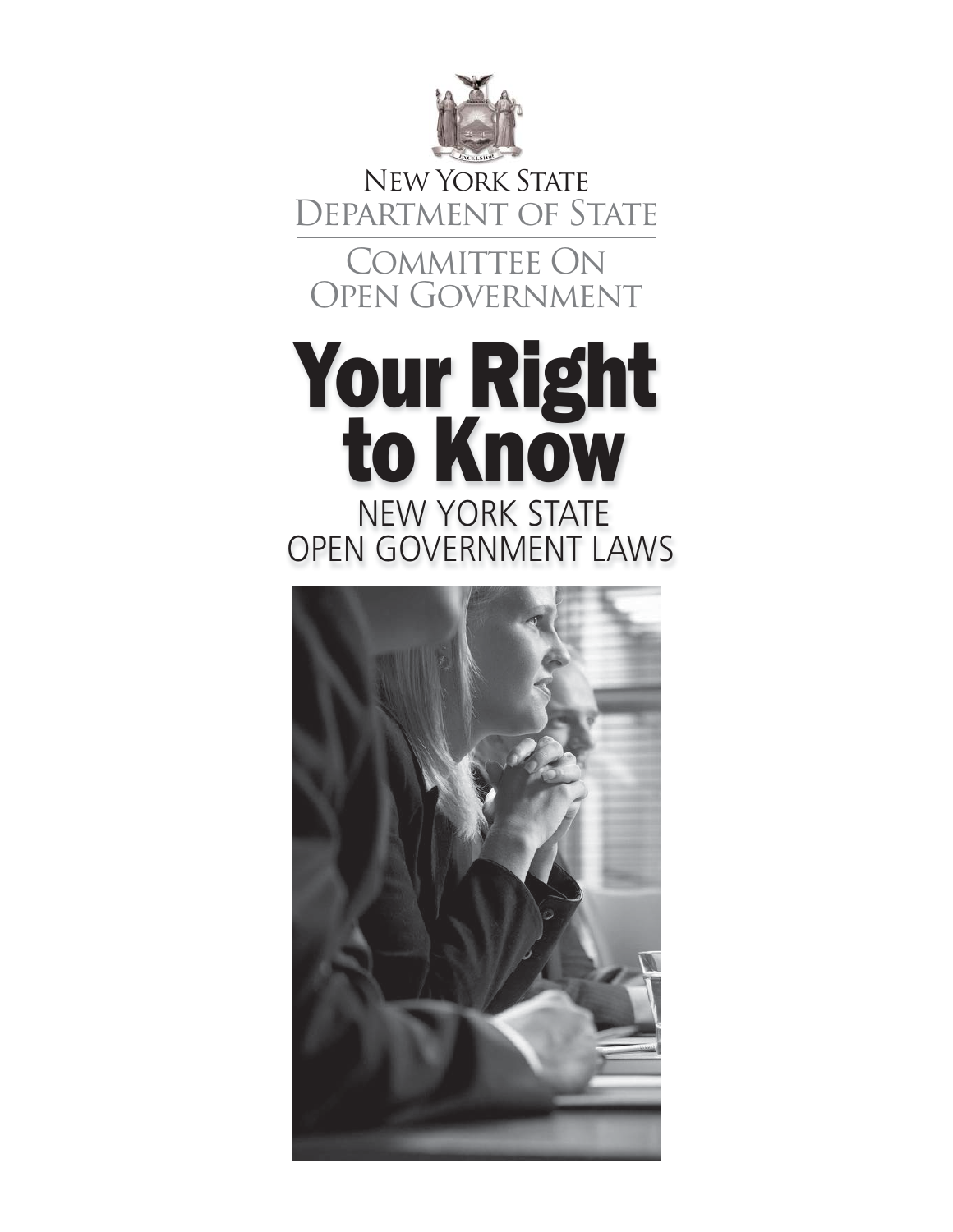New York State
Department of State

Committee On
Open Government

# Your Right to Know

## NEW YORK STATE OPEN GOVERNMENT LAWS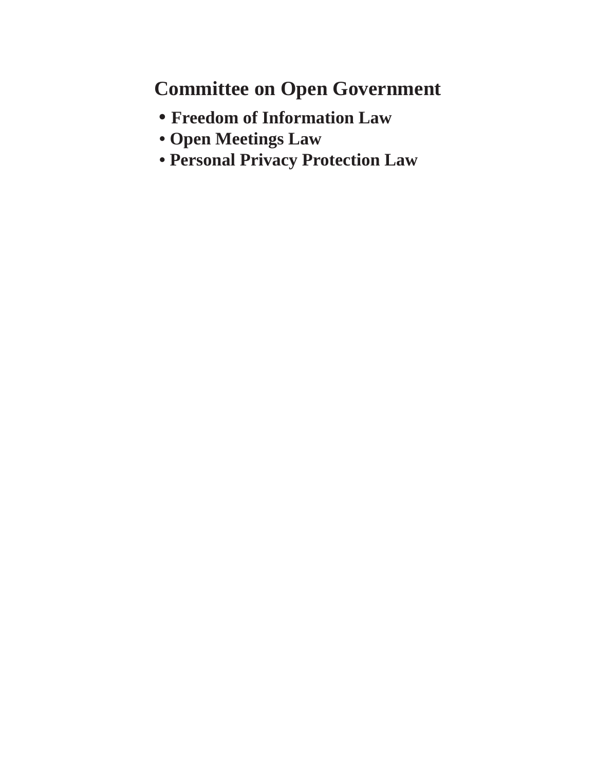# Committee on Open Government

- **Freedom of Information Law**
- **Open Meetings Law**
- **Personal Privacy Protection Law**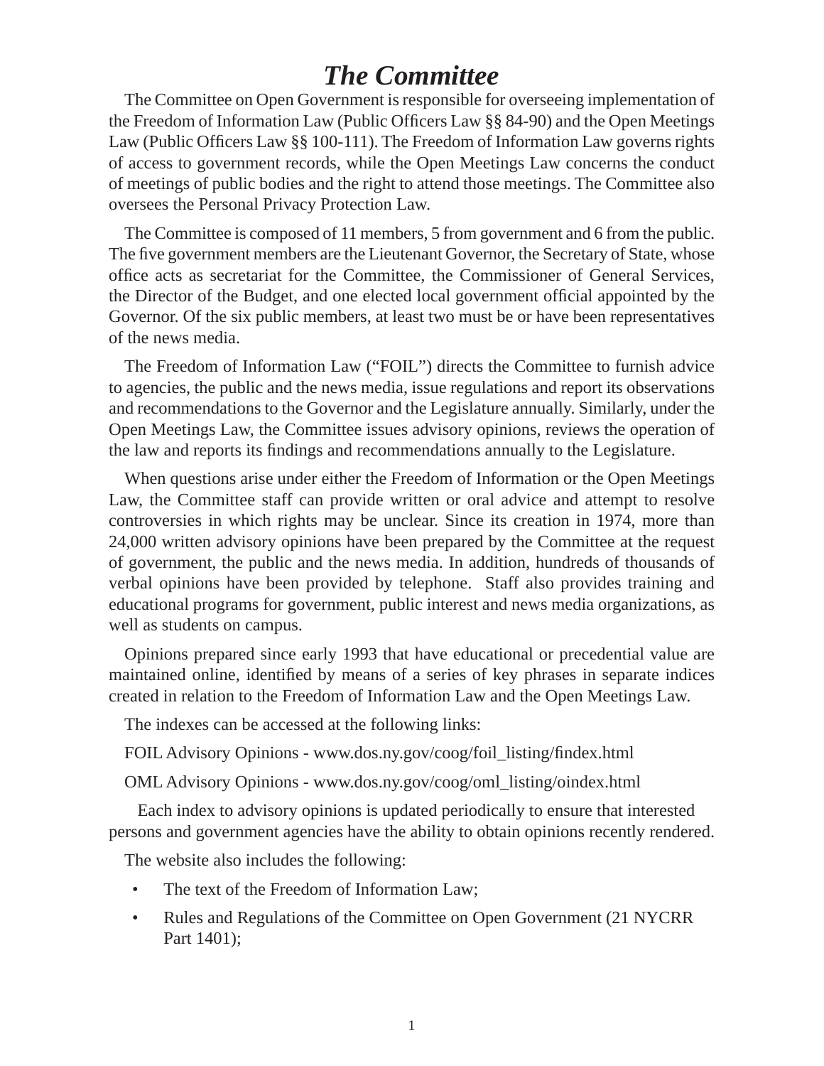# *The Committee*

The Committee on Open Government is responsible for overseeing implementation of the Freedom of Information Law (Public Officers Law §§ 84-90) and the Open Meetings Law (Public Officers Law §§ 100-111). The Freedom of Information Law governs rights of access to government records, while the Open Meetings Law concerns the conduct of meetings of public bodies and the right to attend those meetings. The Committee also oversees the Personal Privacy Protection Law.

The Committee is composed of 11 members, 5 from government and 6 from the public. The five government members are the Lieutenant Governor, the Secretary of State, whose office acts as secretariat for the Committee, the Commissioner of General Services, the Director of the Budget, and one elected local government official appointed by the Governor. Of the six public members, at least two must be or have been representatives of the news media.

The Freedom of Information Law ("FOIL") directs the Committee to furnish advice to agencies, the public and the news media, issue regulations and report its observations and recommendations to the Governor and the Legislature annually. Similarly, under the Open Meetings Law, the Committee issues advisory opinions, reviews the operation of the law and reports its findings and recommendations annually to the Legislature.

When questions arise under either the Freedom of Information or the Open Meetings Law, the Committee staff can provide written or oral advice and attempt to resolve controversies in which rights may be unclear. Since its creation in 1974, more than 24,000 written advisory opinions have been prepared by the Committee at the request of government, the public and the news media. In addition, hundreds of thousands of verbal opinions have been provided by telephone. Staff also provides training and educational programs for government, public interest and news media organizations, as well as students on campus.

Opinions prepared since early 1993 that have educational or precedential value are maintained online, identified by means of a series of key phrases in separate indices created in relation to the Freedom of Information Law and the Open Meetings Law.

The indexes can be accessed at the following links:

FOIL Advisory Opinions - www.dos.ny.gov/coog/foil_listing/findex.html

OML Advisory Opinions - www.dos.ny.gov/coog/oml_listing/oindex.html

Each index to advisory opinions is updated periodically to ensure that interested persons and government agencies have the ability to obtain opinions recently rendered.

The website also includes the following:

- The text of the Freedom of Information Law;
- Rules and Regulations of the Committee on Open Government (21 NYCRR Part 1401);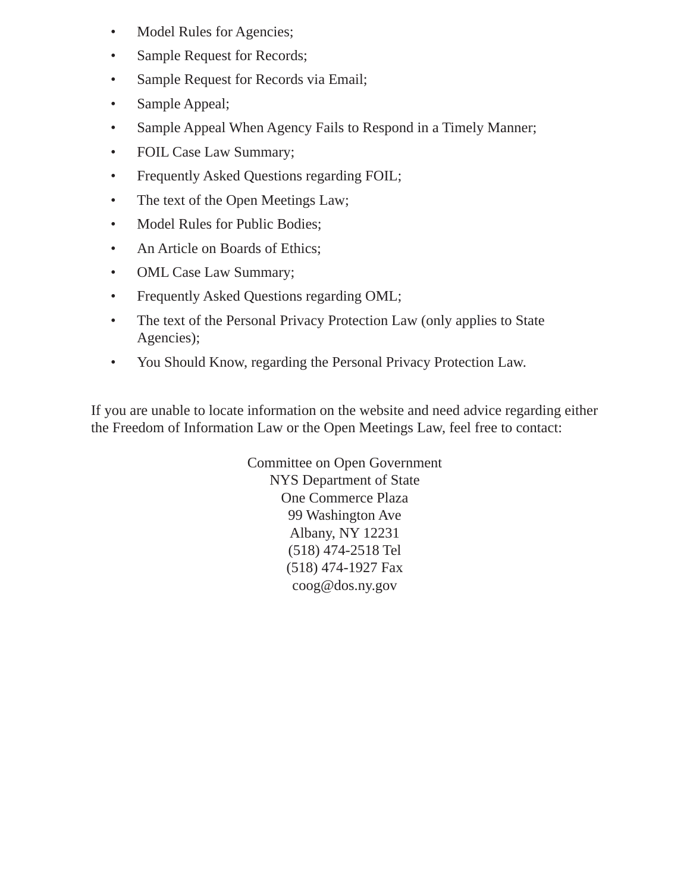- Model Rules for Agencies;
- Sample Request for Records;
- Sample Request for Records via Email;
- Sample Appeal;
- Sample Appeal When Agency Fails to Respond in a Timely Manner;
- FOIL Case Law Summary;
- Frequently Asked Questions regarding FOIL;
- The text of the Open Meetings Law;
- Model Rules for Public Bodies;
- An Article on Boards of Ethics;
- OML Case Law Summary;
- Frequently Asked Questions regarding OML;
- The text of the Personal Privacy Protection Law (only applies to State Agencies);
- You Should Know, regarding the Personal Privacy Protection Law.

If you are unable to locate information on the website and need advice regarding either the Freedom of Information Law or the Open Meetings Law, feel free to contact:

Committee on Open Government
NYS Department of State
One Commerce Plaza
99 Washington Ave
Albany, NY 12231
(518) 474-2518 Tel
(518) 474-1927 Fax
coog@dos.ny.gov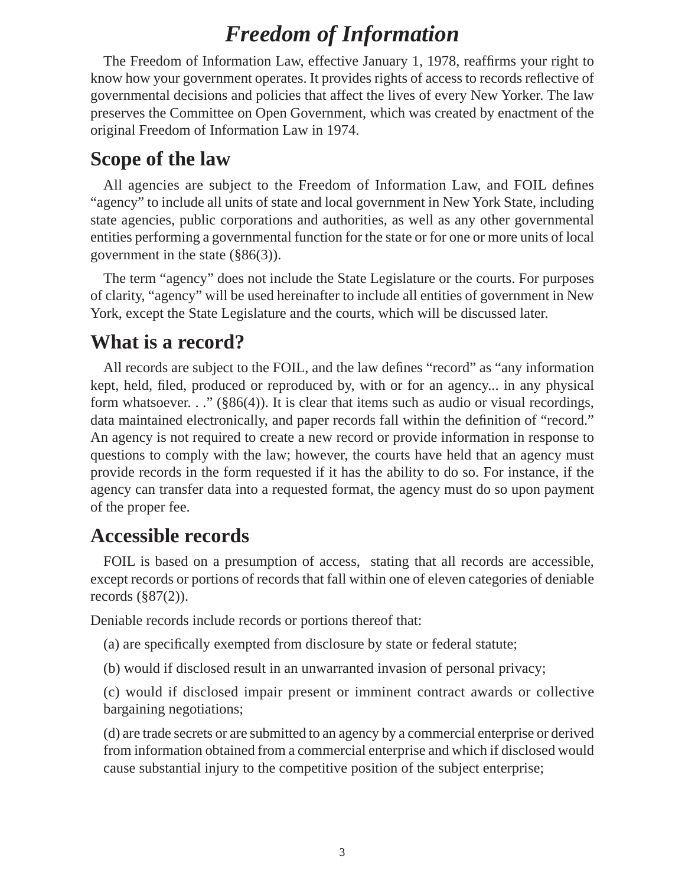# *Freedom of Information*

The Freedom of Information Law, effective January 1, 1978, reaffirms your right to know how your government operates. It provides rights of access to records reflective of governmental decisions and policies that affect the lives of every New Yorker. The law preserves the Committee on Open Government, which was created by enactment of the original Freedom of Information Law in 1974.

## Scope of the law

All agencies are subject to the Freedom of Information Law, and FOIL defines "agency" to include all units of state and local government in New York State, including state agencies, public corporations and authorities, as well as any other governmental entities performing a governmental function for the state or for one or more units of local government in the state (§86(3)).

The term "agency" does not include the State Legislature or the courts. For purposes of clarity, "agency" will be used hereinafter to include all entities of government in New York, except the State Legislature and the courts, which will be discussed later.

## What is a record?

All records are subject to the FOIL, and the law defines "record" as "any information kept, held, filed, produced or reproduced by, with or for an agency... in any physical form whatsoever. . ." (§86(4)). It is clear that items such as audio or visual recordings, data maintained electronically, and paper records fall within the definition of "record." An agency is not required to create a new record or provide information in response to questions to comply with the law; however, the courts have held that an agency must provide records in the form requested if it has the ability to do so. For instance, if the agency can transfer data into a requested format, the agency must do so upon payment of the proper fee.

## Accessible records

FOIL is based on a presumption of access, stating that all records are accessible, except records or portions of records that fall within one of eleven categories of deniable records (§87(2)).

Deniable records include records or portions thereof that:

(a) are specifically exempted from disclosure by state or federal statute;

(b) would if disclosed result in an unwarranted invasion of personal privacy;

(c) would if disclosed impair present or imminent contract awards or collective bargaining negotiations;

(d) are trade secrets or are submitted to an agency by a commercial enterprise or derived from information obtained from a commercial enterprise and which if disclosed would cause substantial injury to the competitive position of the subject enterprise;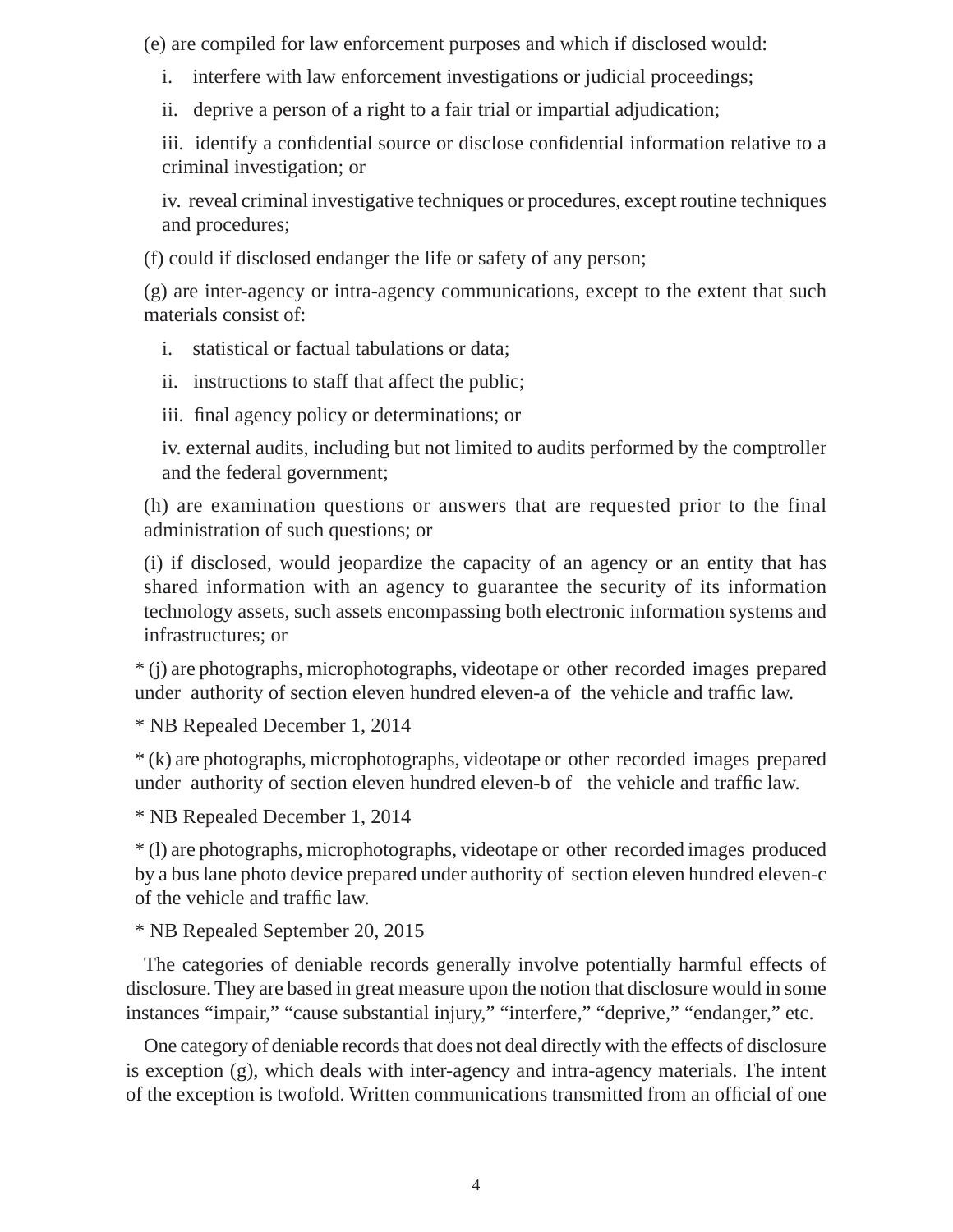(e) are compiled for law enforcement purposes and which if disclosed would:

i. interfere with law enforcement investigations or judicial proceedings;

ii. deprive a person of a right to a fair trial or impartial adjudication;

iii. identify a confidential source or disclose confidential information relative to a criminal investigation; or

iv. reveal criminal investigative techniques or procedures, except routine techniques and procedures;

(f) could if disclosed endanger the life or safety of any person;

(g) are inter-agency or intra-agency communications, except to the extent that such materials consist of:

i. statistical or factual tabulations or data;

ii. instructions to staff that affect the public;

iii. final agency policy or determinations; or

iv. external audits, including but not limited to audits performed by the comptroller and the federal government;

(h) are examination questions or answers that are requested prior to the final administration of such questions; or

(i) if disclosed, would jeopardize the capacity of an agency or an entity that has shared information with an agency to guarantee the security of its information technology assets, such assets encompassing both electronic information systems and infrastructures; or

* (j) are photographs, microphotographs, videotape or other recorded images prepared under authority of section eleven hundred eleven-a of the vehicle and traffic law.

* NB Repealed December 1, 2014

* (k) are photographs, microphotographs, videotape or other recorded images prepared under authority of section eleven hundred eleven-b of the vehicle and traffic law.

* NB Repealed December 1, 2014

* (l) are photographs, microphotographs, videotape or other recorded images produced by a bus lane photo device prepared under authority of section eleven hundred eleven-c of the vehicle and traffic law.

* NB Repealed September 20, 2015

The categories of deniable records generally involve potentially harmful effects of disclosure. They are based in great measure upon the notion that disclosure would in some instances "impair," "cause substantial injury," "interfere," "deprive," "endanger," etc.

One category of deniable records that does not deal directly with the effects of disclosure is exception (g), which deals with inter-agency and intra-agency materials. The intent of the exception is twofold. Written communications transmitted from an official of one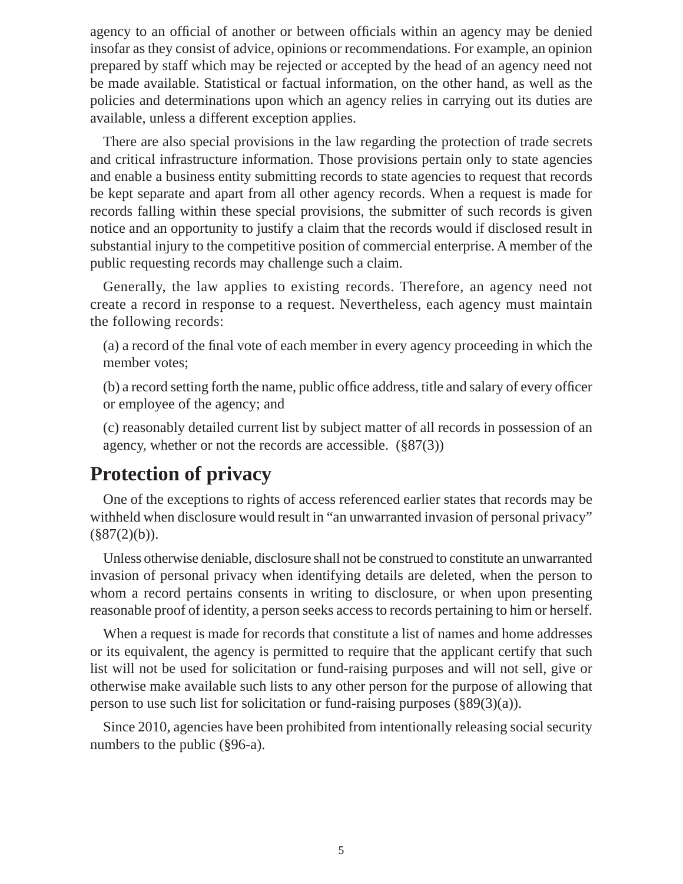agency to an official of another or between officials within an agency may be denied insofar as they consist of advice, opinions or recommendations. For example, an opinion prepared by staff which may be rejected or accepted by the head of an agency need not be made available. Statistical or factual information, on the other hand, as well as the policies and determinations upon which an agency relies in carrying out its duties are available, unless a different exception applies.

There are also special provisions in the law regarding the protection of trade secrets and critical infrastructure information. Those provisions pertain only to state agencies and enable a business entity submitting records to state agencies to request that records be kept separate and apart from all other agency records. When a request is made for records falling within these special provisions, the submitter of such records is given notice and an opportunity to justify a claim that the records would if disclosed result in substantial injury to the competitive position of commercial enterprise. A member of the public requesting records may challenge such a claim.

Generally, the law applies to existing records. Therefore, an agency need not create a record in response to a request. Nevertheless, each agency must maintain the following records:

(a) a record of the final vote of each member in every agency proceeding in which the member votes;

(b) a record setting forth the name, public office address, title and salary of every officer or employee of the agency; and

(c) reasonably detailed current list by subject matter of all records in possession of an agency, whether or not the records are accessible. (§87(3))

## Protection of privacy

One of the exceptions to rights of access referenced earlier states that records may be withheld when disclosure would result in "an unwarranted invasion of personal privacy" (§87(2)(b)).

Unless otherwise deniable, disclosure shall not be construed to constitute an unwarranted invasion of personal privacy when identifying details are deleted, when the person to whom a record pertains consents in writing to disclosure, or when upon presenting reasonable proof of identity, a person seeks access to records pertaining to him or herself.

When a request is made for records that constitute a list of names and home addresses or its equivalent, the agency is permitted to require that the applicant certify that such list will not be used for solicitation or fund-raising purposes and will not sell, give or otherwise make available such lists to any other person for the purpose of allowing that person to use such list for solicitation or fund-raising purposes (§89(3)(a)).

Since 2010, agencies have been prohibited from intentionally releasing social security numbers to the public (§96-a).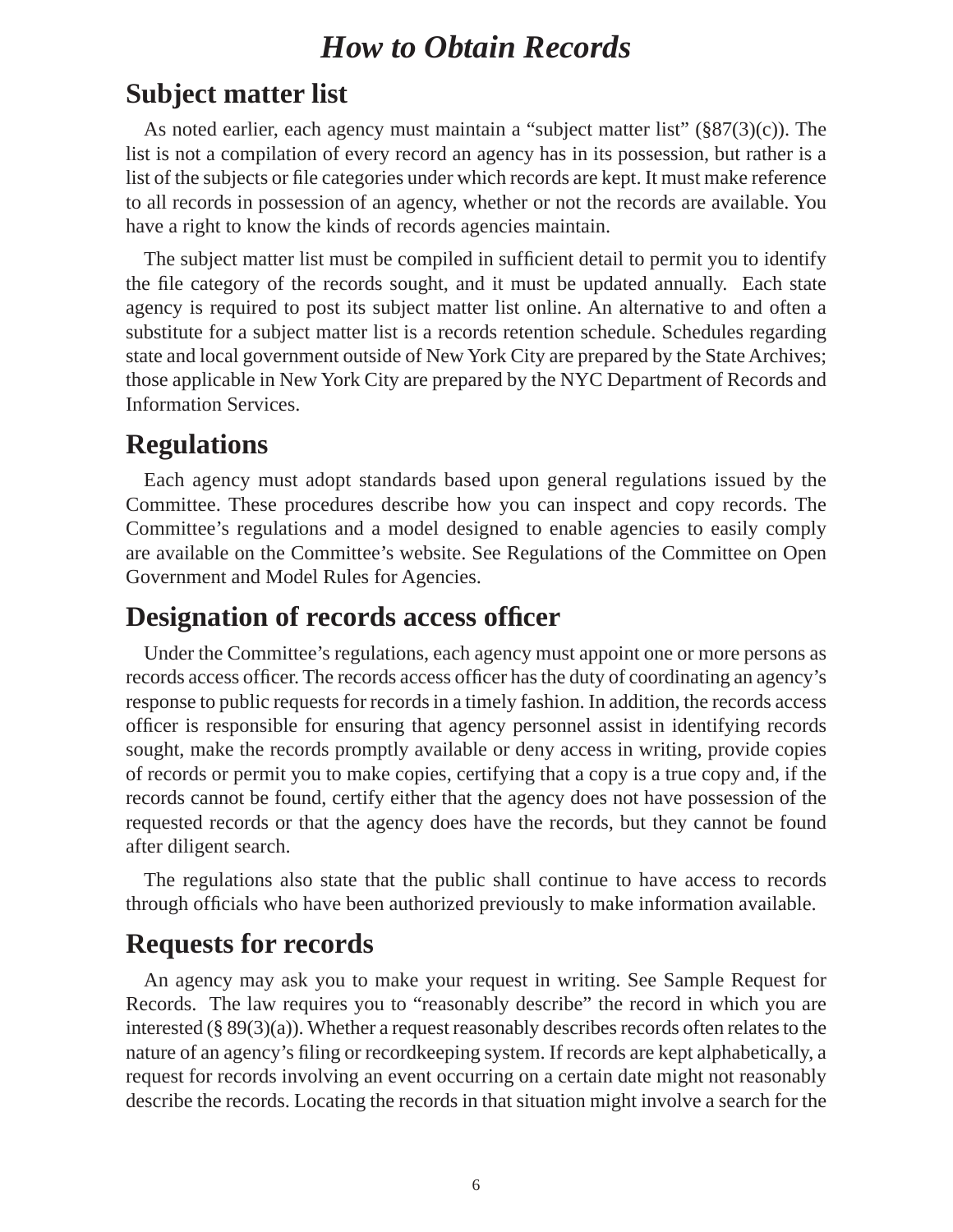# *How to Obtain Records*

## Subject matter list

As noted earlier, each agency must maintain a "subject matter list" (§87(3)(c)). The list is not a compilation of every record an agency has in its possession, but rather is a list of the subjects or file categories under which records are kept. It must make reference to all records in possession of an agency, whether or not the records are available. You have a right to know the kinds of records agencies maintain.

The subject matter list must be compiled in sufficient detail to permit you to identify the file category of the records sought, and it must be updated annually. Each state agency is required to post its subject matter list online. An alternative to and often a substitute for a subject matter list is a records retention schedule. Schedules regarding state and local government outside of New York City are prepared by the State Archives; those applicable in New York City are prepared by the NYC Department of Records and Information Services.

## Regulations

Each agency must adopt standards based upon general regulations issued by the Committee. These procedures describe how you can inspect and copy records. The Committee's regulations and a model designed to enable agencies to easily comply are available on the Committee's website. See Regulations of the Committee on Open Government and Model Rules for Agencies.

## Designation of records access officer

Under the Committee's regulations, each agency must appoint one or more persons as records access officer. The records access officer has the duty of coordinating an agency's response to public requests for records in a timely fashion. In addition, the records access officer is responsible for ensuring that agency personnel assist in identifying records sought, make the records promptly available or deny access in writing, provide copies of records or permit you to make copies, certifying that a copy is a true copy and, if the records cannot be found, certify either that the agency does not have possession of the requested records or that the agency does have the records, but they cannot be found after diligent search.

The regulations also state that the public shall continue to have access to records through officials who have been authorized previously to make information available.

## Requests for records

An agency may ask you to make your request in writing. See Sample Request for Records. The law requires you to "reasonably describe" the record in which you are interested (§ 89(3)(a)). Whether a request reasonably describes records often relates to the nature of an agency's filing or recordkeeping system. If records are kept alphabetically, a request for records involving an event occurring on a certain date might not reasonably describe the records. Locating the records in that situation might involve a search for the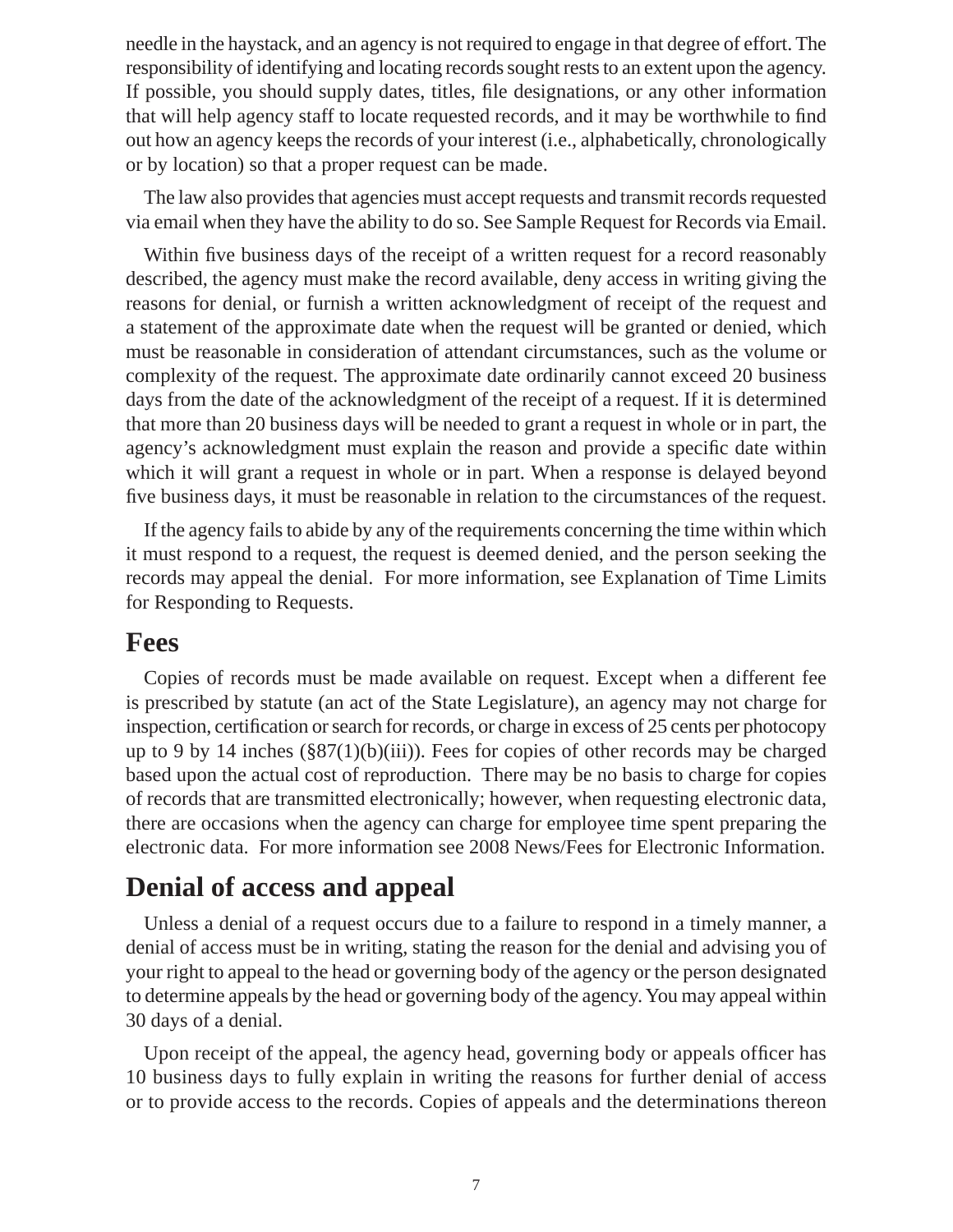needle in the haystack, and an agency is not required to engage in that degree of effort. The responsibility of identifying and locating records sought rests to an extent upon the agency. If possible, you should supply dates, titles, file designations, or any other information that will help agency staff to locate requested records, and it may be worthwhile to find out how an agency keeps the records of your interest (i.e., alphabetically, chronologically or by location) so that a proper request can be made.

The law also provides that agencies must accept requests and transmit records requested via email when they have the ability to do so. See Sample Request for Records via Email.

Within five business days of the receipt of a written request for a record reasonably described, the agency must make the record available, deny access in writing giving the reasons for denial, or furnish a written acknowledgment of receipt of the request and a statement of the approximate date when the request will be granted or denied, which must be reasonable in consideration of attendant circumstances, such as the volume or complexity of the request. The approximate date ordinarily cannot exceed 20 business days from the date of the acknowledgment of the receipt of a request. If it is determined that more than 20 business days will be needed to grant a request in whole or in part, the agency's acknowledgment must explain the reason and provide a specific date within which it will grant a request in whole or in part. When a response is delayed beyond five business days, it must be reasonable in relation to the circumstances of the request.

If the agency fails to abide by any of the requirements concerning the time within which it must respond to a request, the request is deemed denied, and the person seeking the records may appeal the denial. For more information, see Explanation of Time Limits for Responding to Requests.

## Fees

Copies of records must be made available on request. Except when a different fee is prescribed by statute (an act of the State Legislature), an agency may not charge for inspection, certification or search for records, or charge in excess of 25 cents per photocopy up to 9 by 14 inches (§87(1)(b)(iii)). Fees for copies of other records may be charged based upon the actual cost of reproduction. There may be no basis to charge for copies of records that are transmitted electronically; however, when requesting electronic data, there are occasions when the agency can charge for employee time spent preparing the electronic data. For more information see 2008 News/Fees for Electronic Information.

## Denial of access and appeal

Unless a denial of a request occurs due to a failure to respond in a timely manner, a denial of access must be in writing, stating the reason for the denial and advising you of your right to appeal to the head or governing body of the agency or the person designated to determine appeals by the head or governing body of the agency. You may appeal within 30 days of a denial.

Upon receipt of the appeal, the agency head, governing body or appeals officer has 10 business days to fully explain in writing the reasons for further denial of access or to provide access to the records. Copies of appeals and the determinations thereon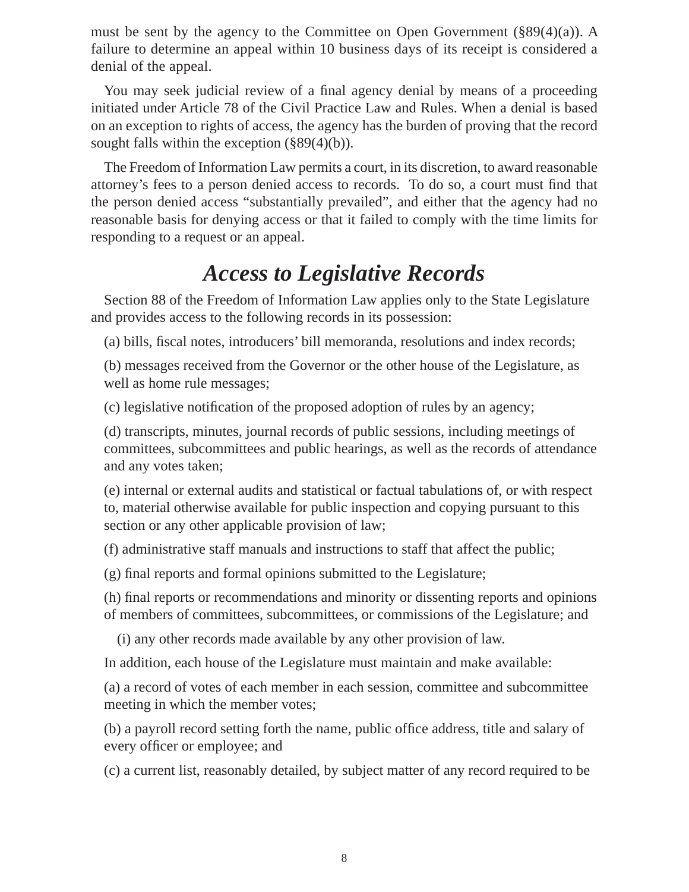must be sent by the agency to the Committee on Open Government (§89(4)(a)). A failure to determine an appeal within 10 business days of its receipt is considered a denial of the appeal.

You may seek judicial review of a final agency denial by means of a proceeding initiated under Article 78 of the Civil Practice Law and Rules. When a denial is based on an exception to rights of access, the agency has the burden of proving that the record sought falls within the exception (§89(4)(b)).

The Freedom of Information Law permits a court, in its discretion, to award reasonable attorney's fees to a person denied access to records. To do so, a court must find that the person denied access "substantially prevailed", and either that the agency had no reasonable basis for denying access or that it failed to comply with the time limits for responding to a request or an appeal.

## *Access to Legislative Records*

Section 88 of the Freedom of Information Law applies only to the State Legislature and provides access to the following records in its possession:

(a) bills, fiscal notes, introducers' bill memoranda, resolutions and index records;

(b) messages received from the Governor or the other house of the Legislature, as well as home rule messages;

(c) legislative notification of the proposed adoption of rules by an agency;

(d) transcripts, minutes, journal records of public sessions, including meetings of committees, subcommittees and public hearings, as well as the records of attendance and any votes taken;

(e) internal or external audits and statistical or factual tabulations of, or with respect to, material otherwise available for public inspection and copying pursuant to this section or any other applicable provision of law;

(f) administrative staff manuals and instructions to staff that affect the public;

(g) final reports and formal opinions submitted to the Legislature;

(h) final reports or recommendations and minority or dissenting reports and opinions of members of committees, subcommittees, or commissions of the Legislature; and

(i) any other records made available by any other provision of law.

In addition, each house of the Legislature must maintain and make available:

(a) a record of votes of each member in each session, committee and subcommittee meeting in which the member votes;

(b) a payroll record setting forth the name, public office address, title and salary of every officer or employee; and

(c) a current list, reasonably detailed, by subject matter of any record required to be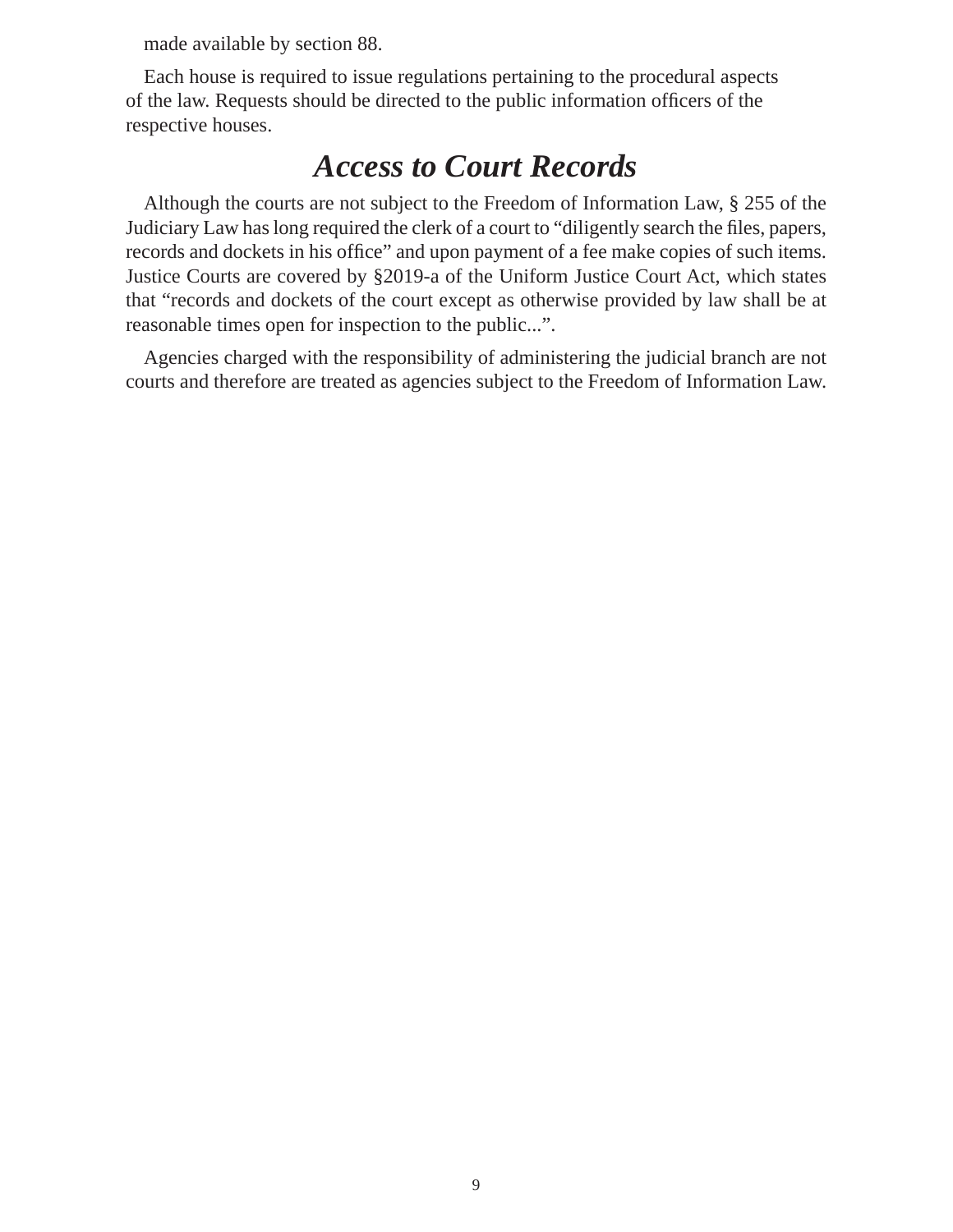made available by section 88.

Each house is required to issue regulations pertaining to the procedural aspects of the law. Requests should be directed to the public information officers of the respective houses.

## *Access to Court Records*

Although the courts are not subject to the Freedom of Information Law, § 255 of the Judiciary Law has long required the clerk of a court to "diligently search the files, papers, records and dockets in his office" and upon payment of a fee make copies of such items. Justice Courts are covered by §2019-a of the Uniform Justice Court Act, which states that "records and dockets of the court except as otherwise provided by law shall be at reasonable times open for inspection to the public...".

Agencies charged with the responsibility of administering the judicial branch are not courts and therefore are treated as agencies subject to the Freedom of Information Law.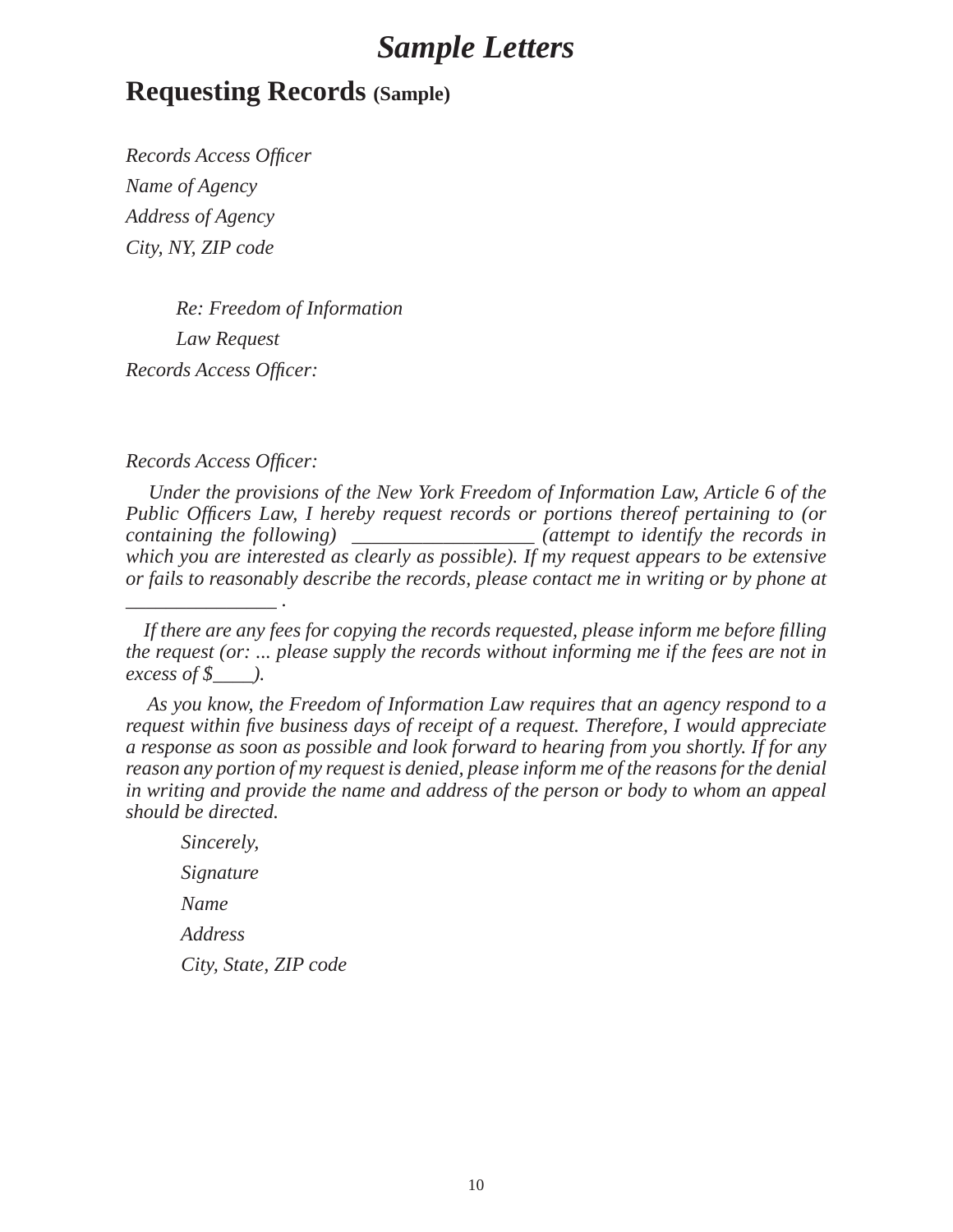# *Sample Letters*

## Requesting Records (Sample)

*Records Access Officer*

*Name of Agency*

*Address of Agency*

*City, NY, ZIP code*

*Re: Freedom of Information*

*Law Request*

*Records Access Officer:*

*Records Access Officer:*

*Under the provisions of the New York Freedom of Information Law, Article 6 of the Public Officers Law, I hereby request records or portions thereof pertaining to (or containing the following) __________________ (attempt to identify the records in which you are interested as clearly as possible). If my request appears to be extensive or fails to reasonably describe the records, please contact me in writing or by phone at _______________ .*

*If there are any fees for copying the records requested, please inform me before filling the request (or: ... please supply the records without informing me if the fees are not in excess of $____).*

*As you know, the Freedom of Information Law requires that an agency respond to a request within five business days of receipt of a request. Therefore, I would appreciate a response as soon as possible and look forward to hearing from you shortly. If for any reason any portion of my request is denied, please inform me of the reasons for the denial in writing and provide the name and address of the person or body to whom an appeal should be directed.*

*Sincerely,*

*Signature*

*Name*

*Address*

*City, State, ZIP code*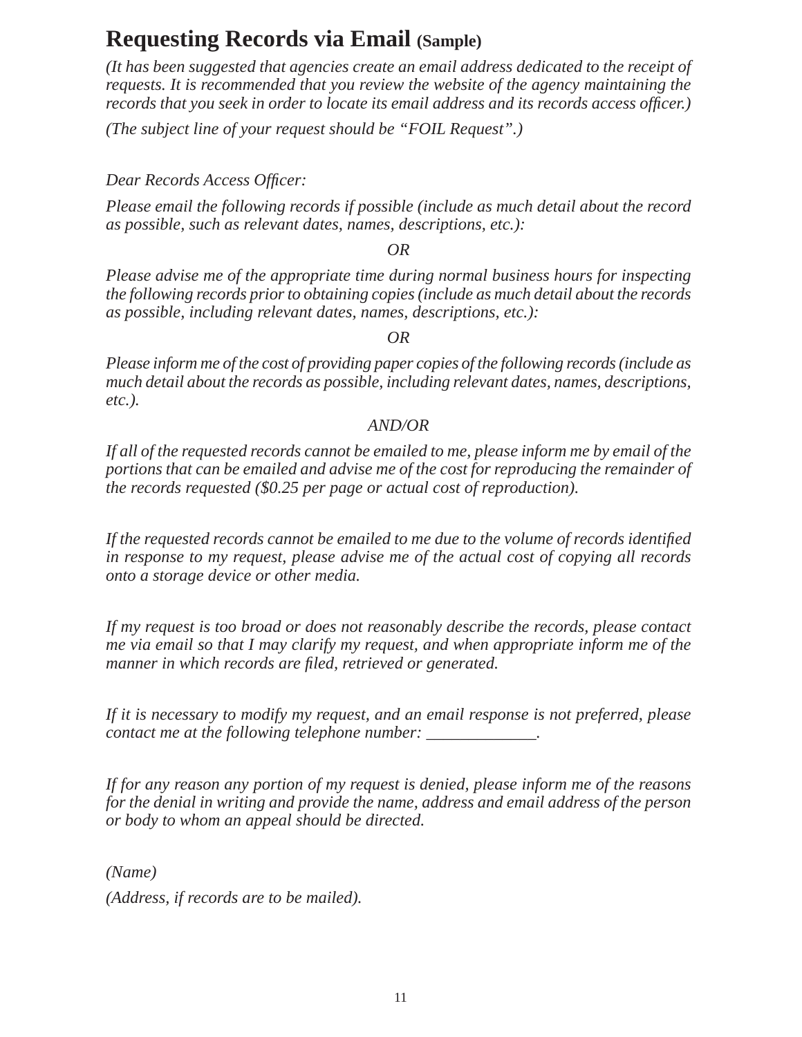# Requesting Records via Email (Sample)

*(It has been suggested that agencies create an email address dedicated to the receipt of requests. It is recommended that you review the website of the agency maintaining the records that you seek in order to locate its email address and its records access officer.)*

*(The subject line of your request should be "FOIL Request".)*

*Dear Records Access Officer:*

*Please email the following records if possible (include as much detail about the record as possible, such as relevant dates, names, descriptions, etc.):*

*OR*

*Please advise me of the appropriate time during normal business hours for inspecting the following records prior to obtaining copies (include as much detail about the records as possible, including relevant dates, names, descriptions, etc.):*

*OR*

*Please inform me of the cost of providing paper copies of the following records (include as much detail about the records as possible, including relevant dates, names, descriptions, etc.).*

*AND/OR*

*If all of the requested records cannot be emailed to me, please inform me by email of the portions that can be emailed and advise me of the cost for reproducing the remainder of the records requested ($0.25 per page or actual cost of reproduction).*

*If the requested records cannot be emailed to me due to the volume of records identified in response to my request, please advise me of the actual cost of copying all records onto a storage device or other media.*

*If my request is too broad or does not reasonably describe the records, please contact me via email so that I may clarify my request, and when appropriate inform me of the manner in which records are filed, retrieved or generated.*

*If it is necessary to modify my request, and an email response is not preferred, please contact me at the following telephone number: _____________.*

*If for any reason any portion of my request is denied, please inform me of the reasons for the denial in writing and provide the name, address and email address of the person or body to whom an appeal should be directed.*

*(Name)*

*(Address, if records are to be mailed).*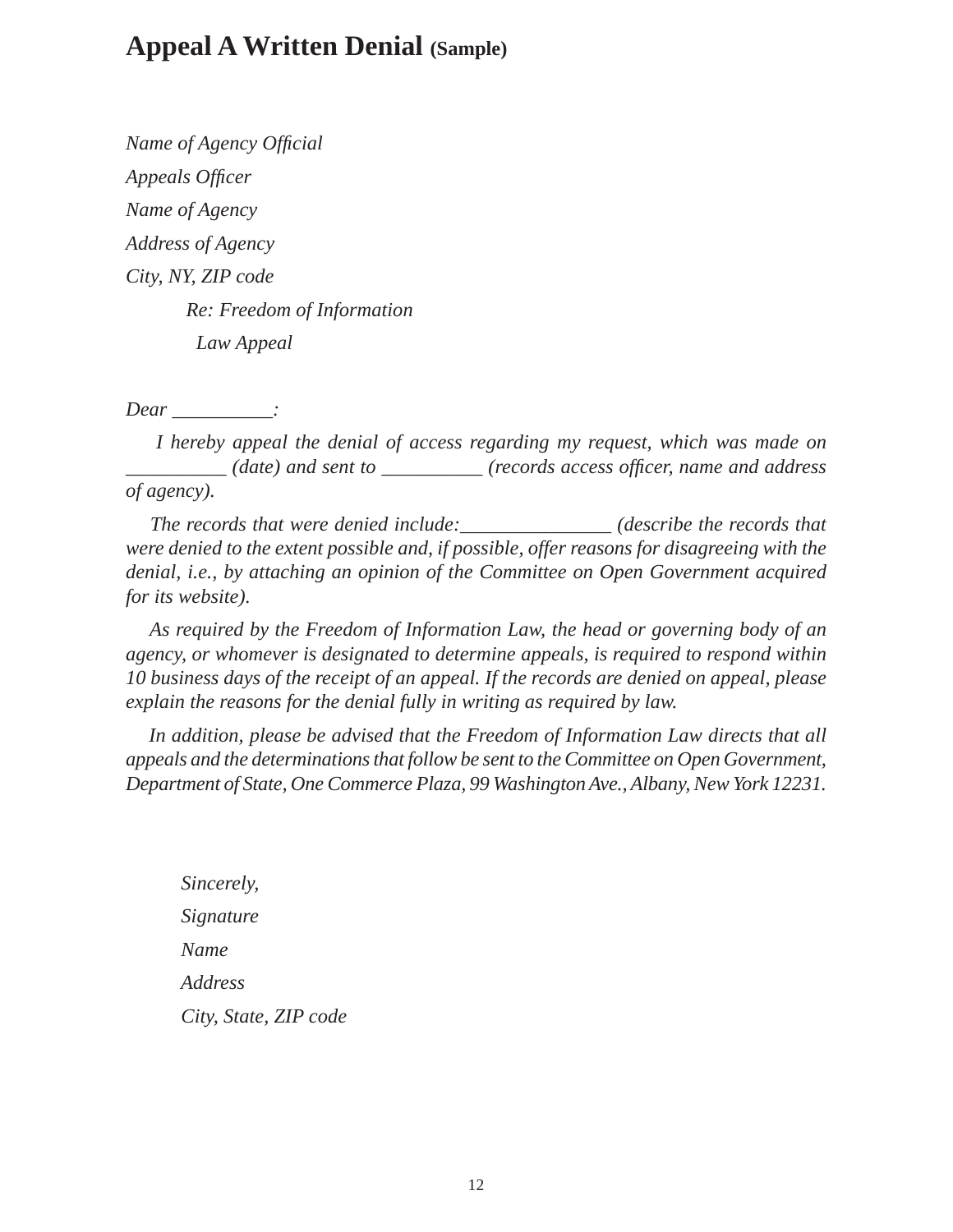# Appeal A Written Denial (Sample)

*Name of Agency Official*

*Appeals Officer*

*Name of Agency*

*Address of Agency*

*City, NY, ZIP code*

*Re: Freedom of Information Law Appeal*

*Dear __________:*

*I hereby appeal the denial of access regarding my request, which was made on __________ (date) and sent to __________ (records access officer, name and address of agency).*

*The records that were denied include:_______________ (describe the records that were denied to the extent possible and, if possible, offer reasons for disagreeing with the denial, i.e., by attaching an opinion of the Committee on Open Government acquired for its website).*

*As required by the Freedom of Information Law, the head or governing body of an agency, or whomever is designated to determine appeals, is required to respond within 10 business days of the receipt of an appeal. If the records are denied on appeal, please explain the reasons for the denial fully in writing as required by law.*

*In addition, please be advised that the Freedom of Information Law directs that all appeals and the determinations that follow be sent to the Committee on Open Government, Department of State, One Commerce Plaza, 99 Washington Ave., Albany, New York 12231.*

*Sincerely,*

*Signature*

*Name*

*Address*

*City, State, ZIP code*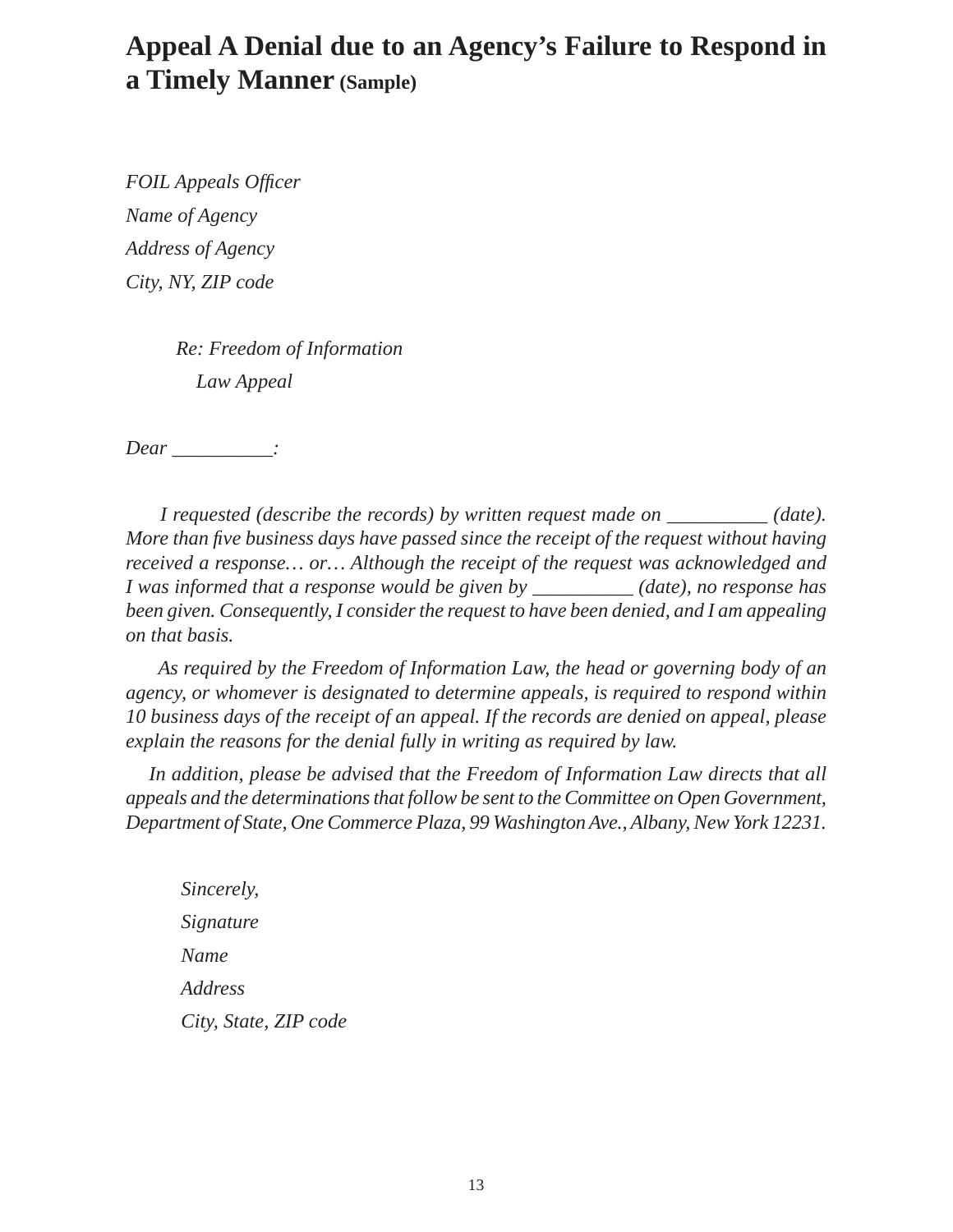# Appeal A Denial due to an Agency's Failure to Respond in a Timely Manner (Sample)

*FOIL Appeals Officer*

*Name of Agency*

*Address of Agency*

*City, NY, ZIP code*

*Re: Freedom of Information Law Appeal*

*Dear __________:*

*I requested (describe the records) by written request made on __________ (date). More than five business days have passed since the receipt of the request without having received a response… or… Although the receipt of the request was acknowledged and I was informed that a response would be given by __________ (date), no response has been given. Consequently, I consider the request to have been denied, and I am appealing on that basis.*

*As required by the Freedom of Information Law, the head or governing body of an agency, or whomever is designated to determine appeals, is required to respond within 10 business days of the receipt of an appeal. If the records are denied on appeal, please explain the reasons for the denial fully in writing as required by law.*

*In addition, please be advised that the Freedom of Information Law directs that all appeals and the determinations that follow be sent to the Committee on Open Government, Department of State, One Commerce Plaza, 99 Washington Ave., Albany, New York 12231.*

*Sincerely,*

*Signature*

*Name*

*Address*

*City, State, ZIP code*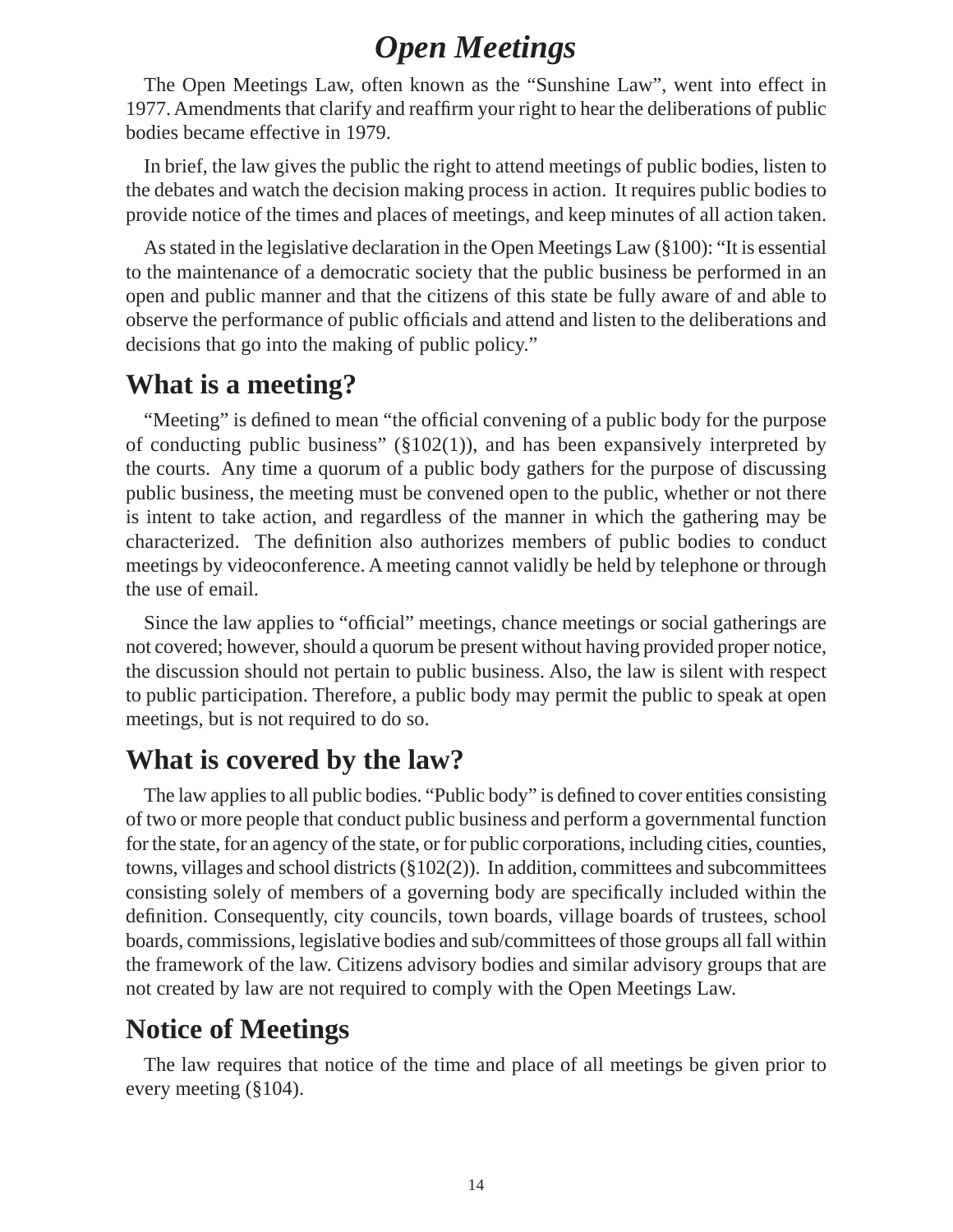# *Open Meetings*

The Open Meetings Law, often known as the "Sunshine Law", went into effect in 1977. Amendments that clarify and reaffirm your right to hear the deliberations of public bodies became effective in 1979.

In brief, the law gives the public the right to attend meetings of public bodies, listen to the debates and watch the decision making process in action. It requires public bodies to provide notice of the times and places of meetings, and keep minutes of all action taken.

As stated in the legislative declaration in the Open Meetings Law (§100): "It is essential to the maintenance of a democratic society that the public business be performed in an open and public manner and that the citizens of this state be fully aware of and able to observe the performance of public officials and attend and listen to the deliberations and decisions that go into the making of public policy."

## What is a meeting?

"Meeting" is defined to mean "the official convening of a public body for the purpose of conducting public business" (§102(1)), and has been expansively interpreted by the courts. Any time a quorum of a public body gathers for the purpose of discussing public business, the meeting must be convened open to the public, whether or not there is intent to take action, and regardless of the manner in which the gathering may be characterized. The definition also authorizes members of public bodies to conduct meetings by videoconference. A meeting cannot validly be held by telephone or through the use of email.

Since the law applies to "official" meetings, chance meetings or social gatherings are not covered; however, should a quorum be present without having provided proper notice, the discussion should not pertain to public business. Also, the law is silent with respect to public participation. Therefore, a public body may permit the public to speak at open meetings, but is not required to do so.

## What is covered by the law?

The law applies to all public bodies. "Public body" is defined to cover entities consisting of two or more people that conduct public business and perform a governmental function for the state, for an agency of the state, or for public corporations, including cities, counties, towns, villages and school districts (§102(2)). In addition, committees and subcommittees consisting solely of members of a governing body are specifically included within the definition. Consequently, city councils, town boards, village boards of trustees, school boards, commissions, legislative bodies and sub/committees of those groups all fall within the framework of the law. Citizens advisory bodies and similar advisory groups that are not created by law are not required to comply with the Open Meetings Law.

## Notice of Meetings

The law requires that notice of the time and place of all meetings be given prior to every meeting (§104).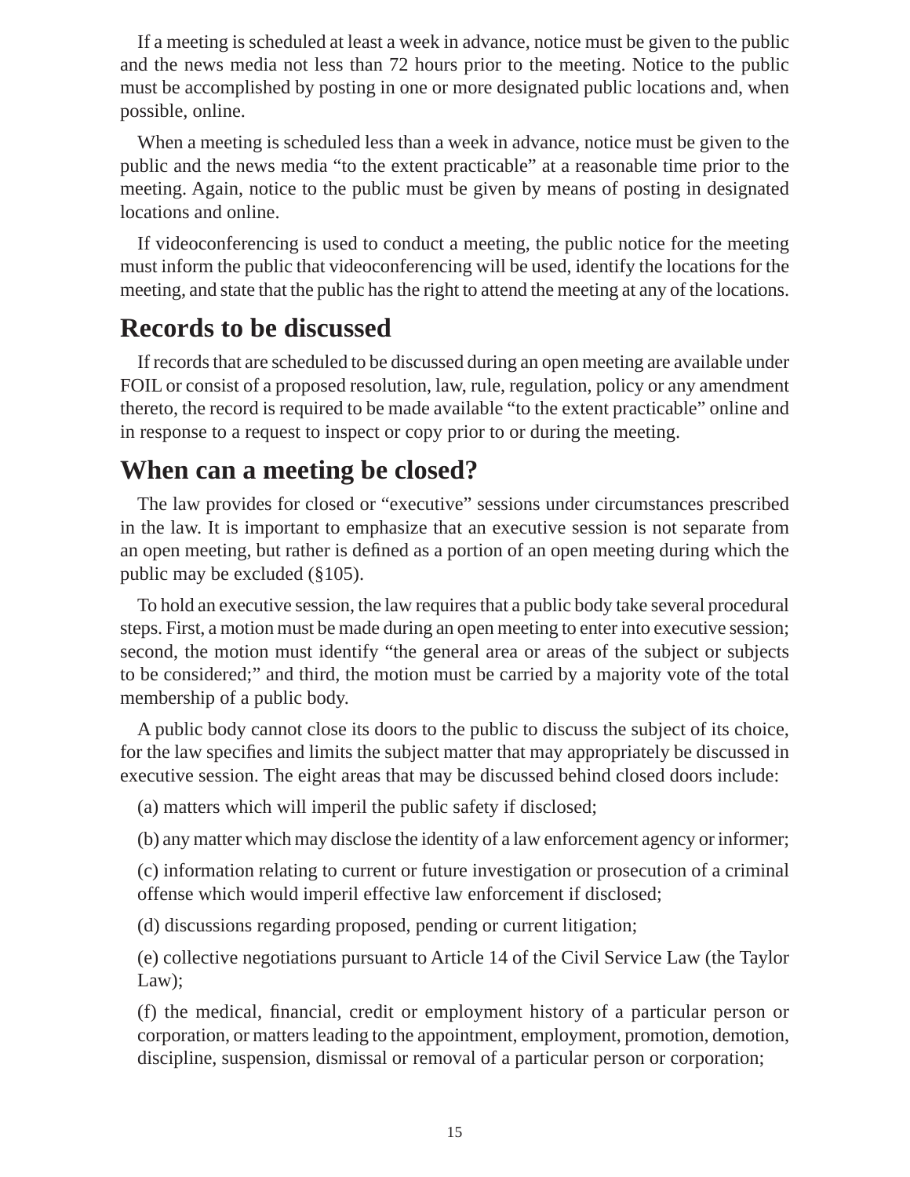If a meeting is scheduled at least a week in advance, notice must be given to the public and the news media not less than 72 hours prior to the meeting. Notice to the public must be accomplished by posting in one or more designated public locations and, when possible, online.

When a meeting is scheduled less than a week in advance, notice must be given to the public and the news media "to the extent practicable" at a reasonable time prior to the meeting. Again, notice to the public must be given by means of posting in designated locations and online.

If videoconferencing is used to conduct a meeting, the public notice for the meeting must inform the public that videoconferencing will be used, identify the locations for the meeting, and state that the public has the right to attend the meeting at any of the locations.

## Records to be discussed

If records that are scheduled to be discussed during an open meeting are available under FOIL or consist of a proposed resolution, law, rule, regulation, policy or any amendment thereto, the record is required to be made available "to the extent practicable" online and in response to a request to inspect or copy prior to or during the meeting.

## When can a meeting be closed?

The law provides for closed or "executive" sessions under circumstances prescribed in the law. It is important to emphasize that an executive session is not separate from an open meeting, but rather is defined as a portion of an open meeting during which the public may be excluded (§105).

To hold an executive session, the law requires that a public body take several procedural steps. First, a motion must be made during an open meeting to enter into executive session; second, the motion must identify "the general area or areas of the subject or subjects to be considered;" and third, the motion must be carried by a majority vote of the total membership of a public body.

A public body cannot close its doors to the public to discuss the subject of its choice, for the law specifies and limits the subject matter that may appropriately be discussed in executive session. The eight areas that may be discussed behind closed doors include:

(a) matters which will imperil the public safety if disclosed;

(b) any matter which may disclose the identity of a law enforcement agency or informer;

(c) information relating to current or future investigation or prosecution of a criminal offense which would imperil effective law enforcement if disclosed;

(d) discussions regarding proposed, pending or current litigation;

(e) collective negotiations pursuant to Article 14 of the Civil Service Law (the Taylor Law);

(f) the medical, financial, credit or employment history of a particular person or corporation, or matters leading to the appointment, employment, promotion, demotion, discipline, suspension, dismissal or removal of a particular person or corporation;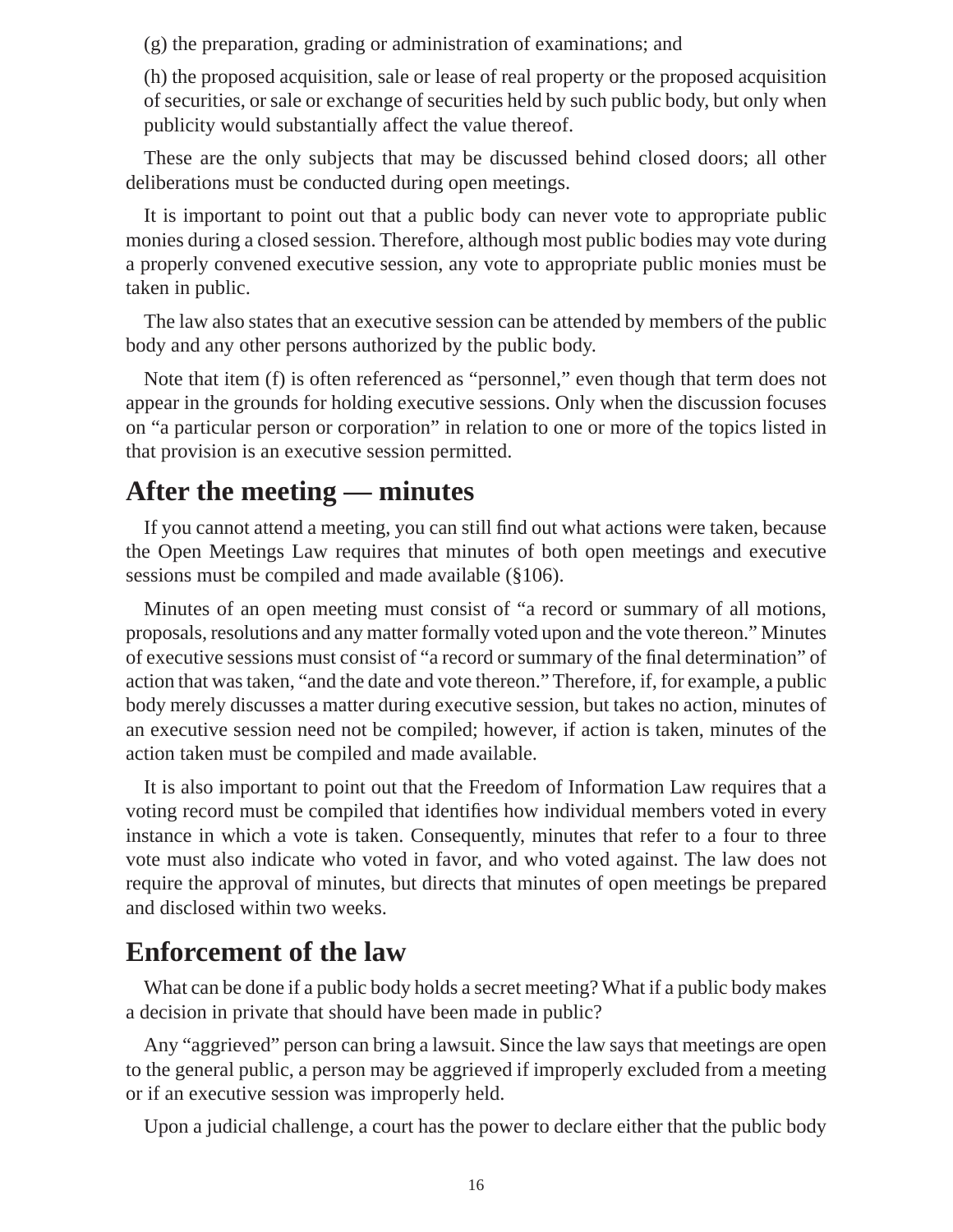(g) the preparation, grading or administration of examinations; and

(h) the proposed acquisition, sale or lease of real property or the proposed acquisition of securities, or sale or exchange of securities held by such public body, but only when publicity would substantially affect the value thereof.

These are the only subjects that may be discussed behind closed doors; all other deliberations must be conducted during open meetings.

It is important to point out that a public body can never vote to appropriate public monies during a closed session. Therefore, although most public bodies may vote during a properly convened executive session, any vote to appropriate public monies must be taken in public.

The law also states that an executive session can be attended by members of the public body and any other persons authorized by the public body.

Note that item (f) is often referenced as "personnel," even though that term does not appear in the grounds for holding executive sessions. Only when the discussion focuses on "a particular person or corporation" in relation to one or more of the topics listed in that provision is an executive session permitted.

## After the meeting — minutes

If you cannot attend a meeting, you can still find out what actions were taken, because the Open Meetings Law requires that minutes of both open meetings and executive sessions must be compiled and made available (§106).

Minutes of an open meeting must consist of "a record or summary of all motions, proposals, resolutions and any matter formally voted upon and the vote thereon." Minutes of executive sessions must consist of "a record or summary of the final determination" of action that was taken, "and the date and vote thereon." Therefore, if, for example, a public body merely discusses a matter during executive session, but takes no action, minutes of an executive session need not be compiled; however, if action is taken, minutes of the action taken must be compiled and made available.

It is also important to point out that the Freedom of Information Law requires that a voting record must be compiled that identifies how individual members voted in every instance in which a vote is taken. Consequently, minutes that refer to a four to three vote must also indicate who voted in favor, and who voted against. The law does not require the approval of minutes, but directs that minutes of open meetings be prepared and disclosed within two weeks.

## Enforcement of the law

What can be done if a public body holds a secret meeting? What if a public body makes a decision in private that should have been made in public?

Any "aggrieved" person can bring a lawsuit. Since the law says that meetings are open to the general public, a person may be aggrieved if improperly excluded from a meeting or if an executive session was improperly held.

Upon a judicial challenge, a court has the power to declare either that the public body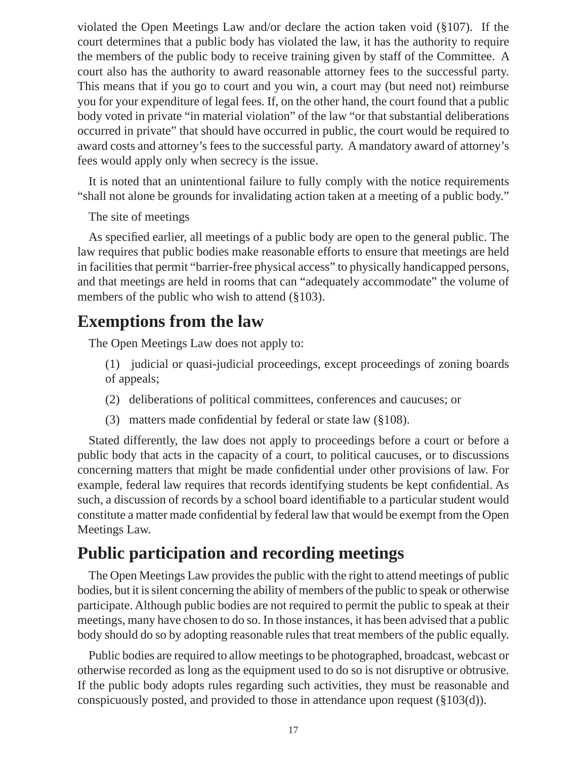violated the Open Meetings Law and/or declare the action taken void (§107). If the court determines that a public body has violated the law, it has the authority to require the members of the public body to receive training given by staff of the Committee. A court also has the authority to award reasonable attorney fees to the successful party. This means that if you go to court and you win, a court may (but need not) reimburse you for your expenditure of legal fees. If, on the other hand, the court found that a public body voted in private "in material violation" of the law "or that substantial deliberations occurred in private" that should have occurred in public, the court would be required to award costs and attorney's fees to the successful party. A mandatory award of attorney's fees would apply only when secrecy is the issue.

It is noted that an unintentional failure to fully comply with the notice requirements "shall not alone be grounds for invalidating action taken at a meeting of a public body."

The site of meetings

As specified earlier, all meetings of a public body are open to the general public. The law requires that public bodies make reasonable efforts to ensure that meetings are held in facilities that permit "barrier-free physical access" to physically handicapped persons, and that meetings are held in rooms that can "adequately accommodate" the volume of members of the public who wish to attend (§103).

## Exemptions from the law

The Open Meetings Law does not apply to:

(1) judicial or quasi-judicial proceedings, except proceedings of zoning boards of appeals;

(2) deliberations of political committees, conferences and caucuses; or

(3) matters made confidential by federal or state law (§108).

Stated differently, the law does not apply to proceedings before a court or before a public body that acts in the capacity of a court, to political caucuses, or to discussions concerning matters that might be made confidential under other provisions of law. For example, federal law requires that records identifying students be kept confidential. As such, a discussion of records by a school board identifiable to a particular student would constitute a matter made confidential by federal law that would be exempt from the Open Meetings Law.

## Public participation and recording meetings

The Open Meetings Law provides the public with the right to attend meetings of public bodies, but it is silent concerning the ability of members of the public to speak or otherwise participate. Although public bodies are not required to permit the public to speak at their meetings, many have chosen to do so. In those instances, it has been advised that a public body should do so by adopting reasonable rules that treat members of the public equally.

Public bodies are required to allow meetings to be photographed, broadcast, webcast or otherwise recorded as long as the equipment used to do so is not disruptive or obtrusive. If the public body adopts rules regarding such activities, they must be reasonable and conspicuously posted, and provided to those in attendance upon request (§103(d)).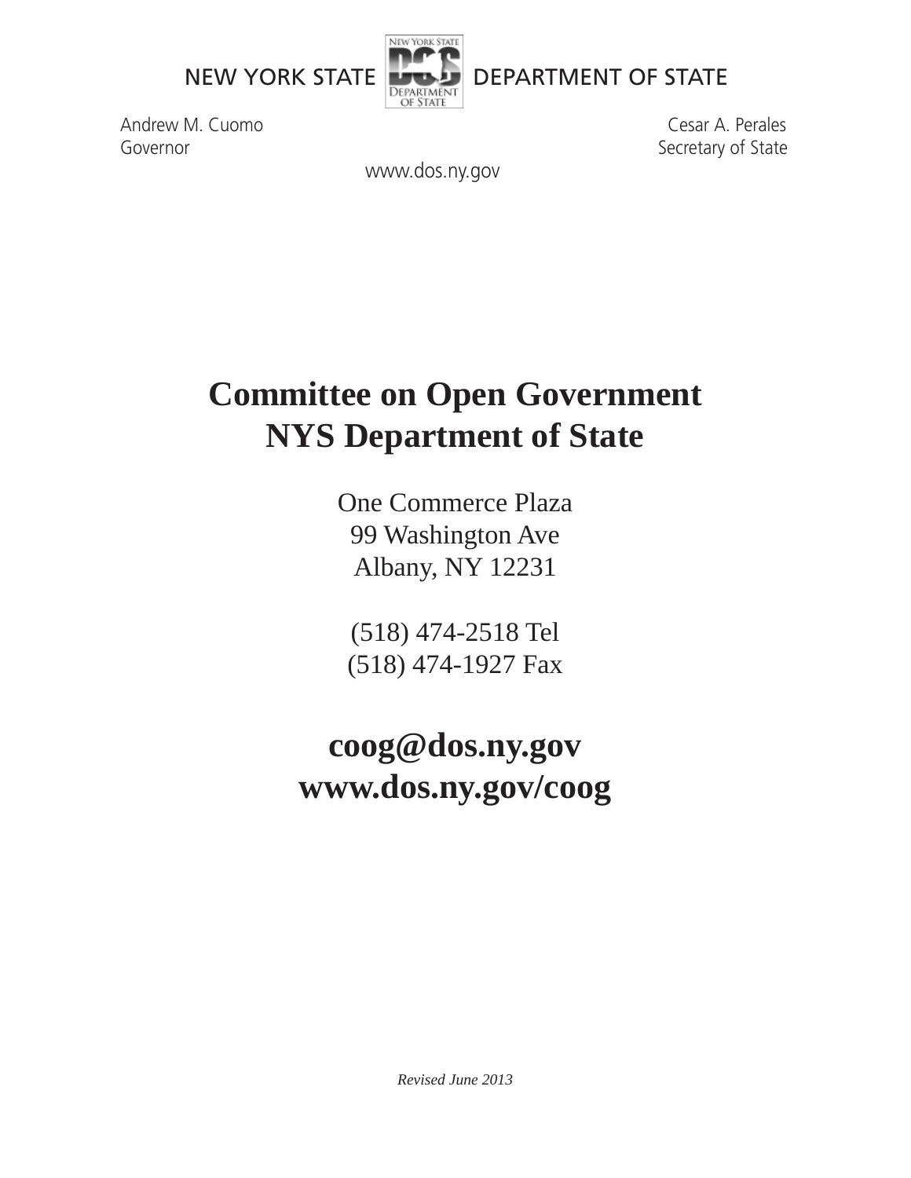NEW YORK STATE DEPARTMENT OF STATE

Andrew M. Cuomo
Governor

Cesar A. Perales
Secretary of State

www.dos.ny.gov

# Committee on Open Government
# NYS Department of State

One Commerce Plaza
99 Washington Ave
Albany, NY 12231

(518) 474-2518 Tel
(518) 474-1927 Fax

**coog@dos.ny.gov**
**www.dos.ny.gov/coog**

*Revised June 2013*